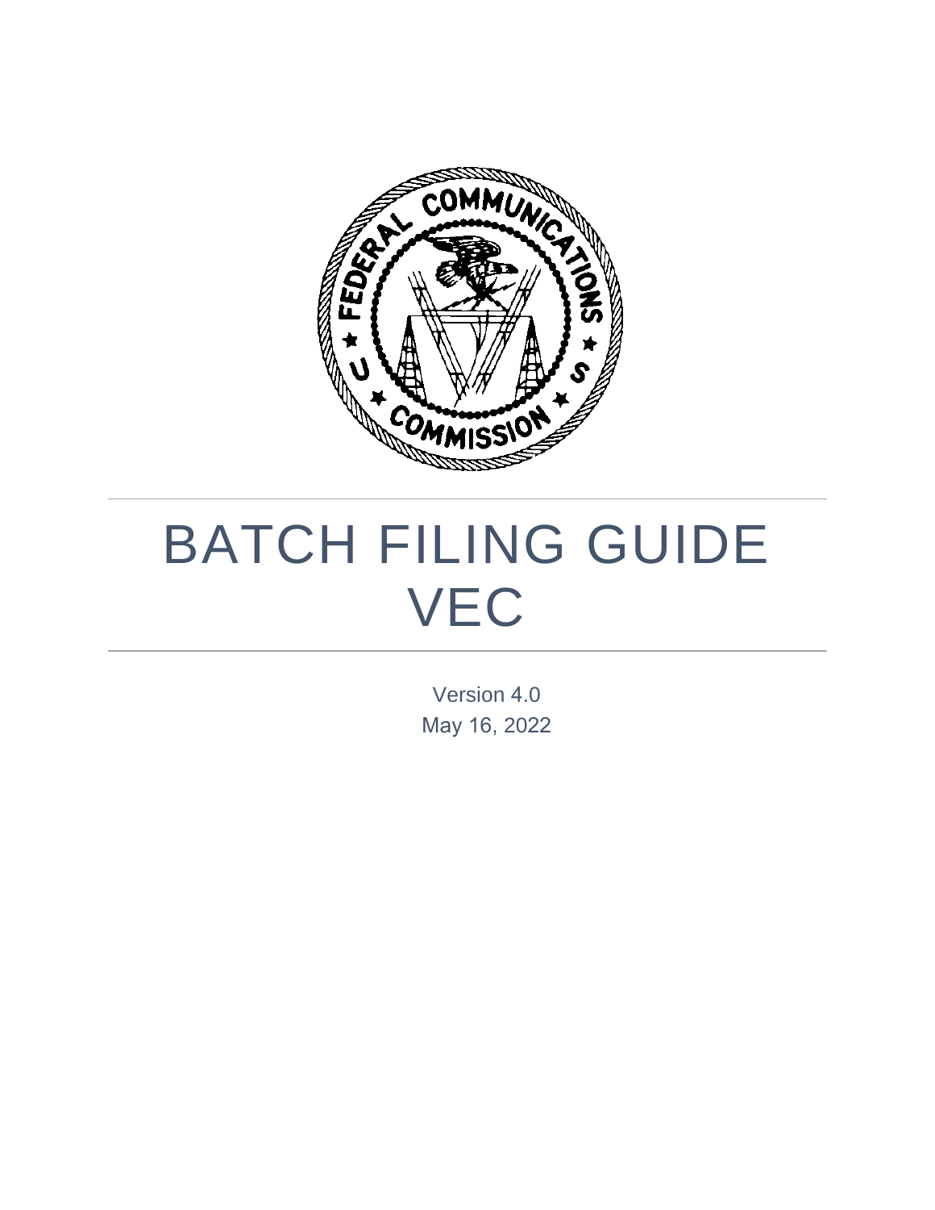# BATCH FILING GUIDE VEC

Version 4.0

May 16, 2022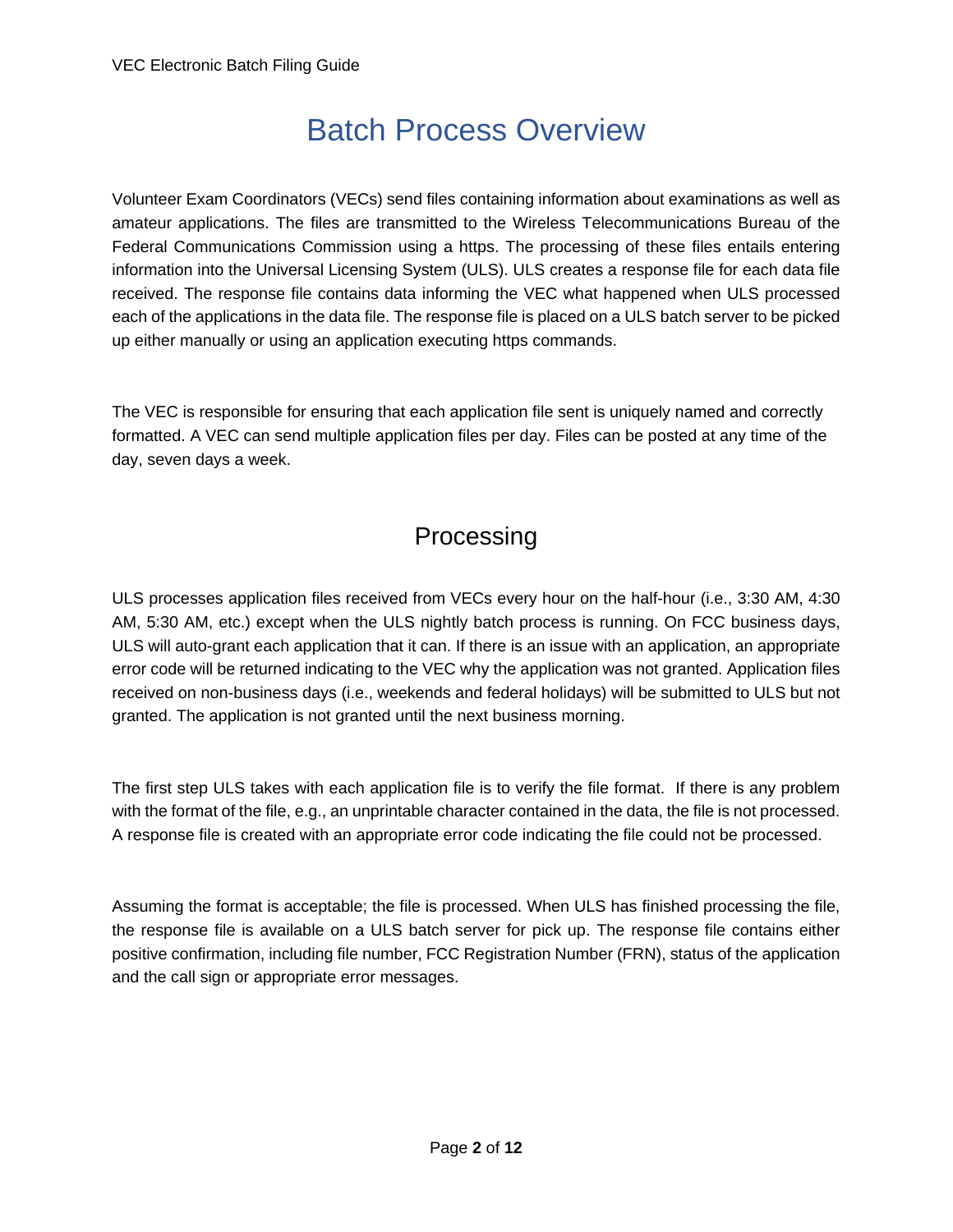# Batch Process Overview

Volunteer Exam Coordinators (VECs) send files containing information about examinations as well as amateur applications. The files are transmitted to the Wireless Telecommunications Bureau of the Federal Communications Commission using a https. The processing of these files entails entering information into the Universal Licensing System (ULS). ULS creates a response file for each data file received. The response file contains data informing the VEC what happened when ULS processed each of the applications in the data file. The response file is placed on a ULS batch server to be picked up either manually or using an application executing https commands.

The VEC is responsible for ensuring that each application file sent is uniquely named and correctly formatted. A VEC can send multiple application files per day. Files can be posted at any time of the day, seven days a week.

## Processing

ULS processes application files received from VECs every hour on the half-hour (i.e., 3:30 AM, 4:30 AM, 5:30 AM, etc.) except when the ULS nightly batch process is running. On FCC business days, ULS will auto-grant each application that it can. If there is an issue with an application, an appropriate error code will be returned indicating to the VEC why the application was not granted. Application files received on non-business days (i.e., weekends and federal holidays) will be submitted to ULS but not granted. The application is not granted until the next business morning.

The first step ULS takes with each application file is to verify the file format. If there is any problem with the format of the file, e.g., an unprintable character contained in the data, the file is not processed. A response file is created with an appropriate error code indicating the file could not be processed.

Assuming the format is acceptable; the file is processed. When ULS has finished processing the file, the response file is available on a ULS batch server for pick up. The response file contains either positive confirmation, including file number, FCC Registration Number (FRN), status of the application and the call sign or appropriate error messages.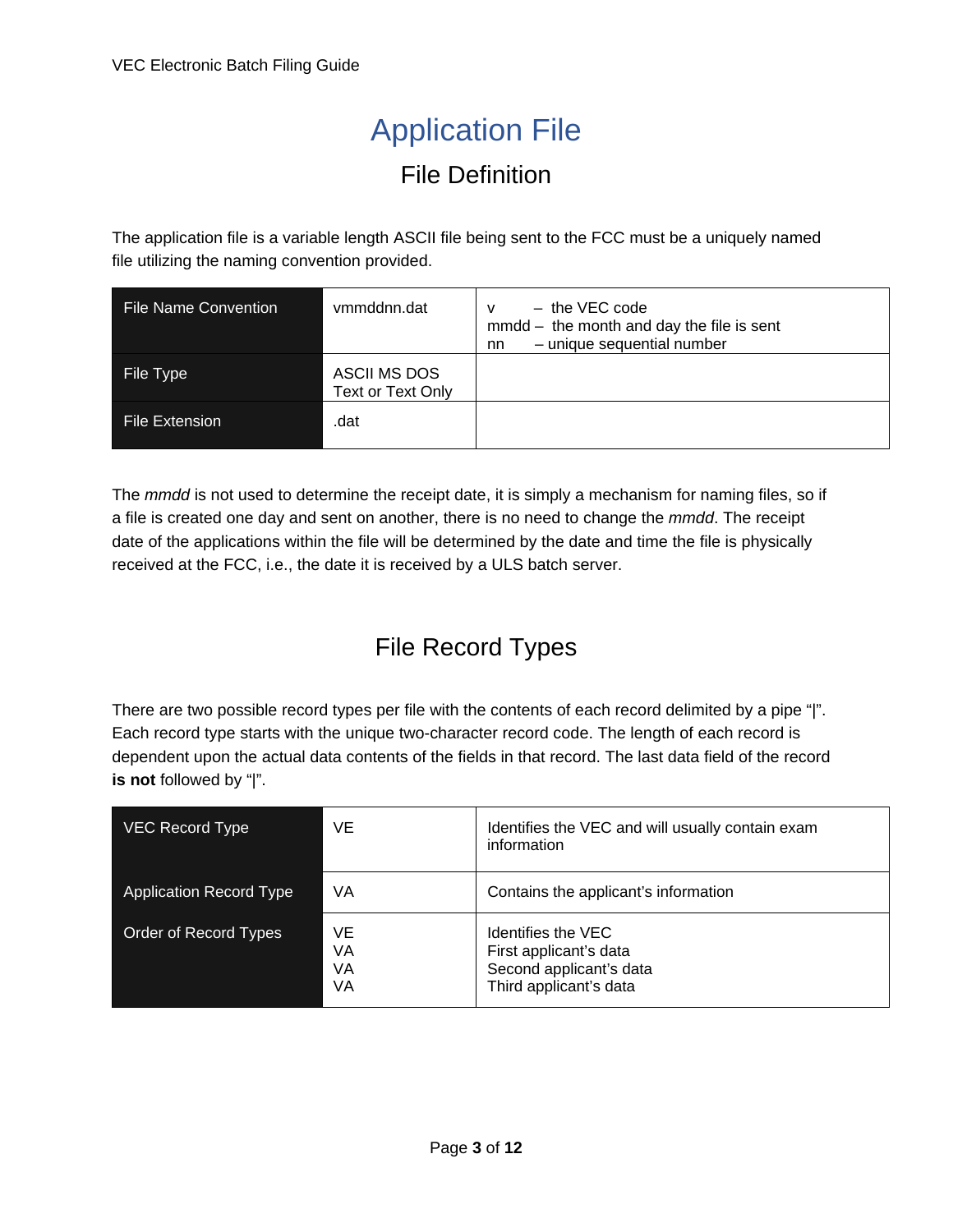# Application File

## File Definition

The application file is a variable length ASCII file being sent to the FCC must be a uniquely named file utilizing the naming convention provided.

| File Name Convention | vmmddnn.dat | v – the VEC code<br>mmdd – the month and day the file is sent<br>nn – unique sequential number |
|---|---|---|
| File Type | ASCII MS DOS Text or Text Only | |
| File Extension | .dat | |

The *mmdd* is not used to determine the receipt date, it is simply a mechanism for naming files, so if a file is created one day and sent on another, there is no need to change the *mmdd*. The receipt date of the applications within the file will be determined by the date and time the file is physically received at the FCC, i.e., the date it is received by a ULS batch server.

## File Record Types

There are two possible record types per file with the contents of each record delimited by a pipe "|". Each record type starts with the unique two-character record code. The length of each record is dependent upon the actual data contents of the fields in that record. The last data field of the record **is not** followed by "|".

| VEC Record Type | VE | Identifies the VEC and will usually contain exam information |
|---|---|---|
| Application Record Type | VA | Contains the applicant's information |
| Order of Record Types | VE<br>VA<br>VA<br>VA | Identifies the VEC<br>First applicant's data<br>Second applicant's data<br>Third applicant's data |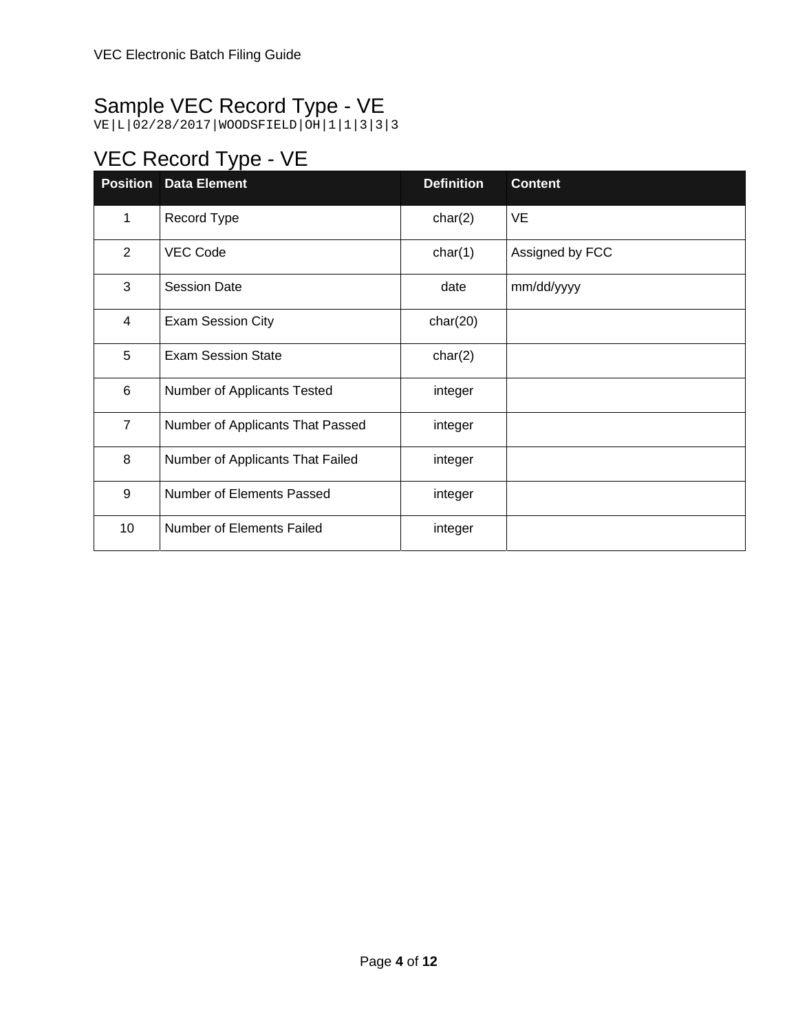## Sample VEC Record Type - VE

```
VE|L|02/28/2017|WOODSFIELD|OH|1|1|3|3|3
```

## VEC Record Type - VE

| Position | Data Element | Definition | Content |
|---|---|---|---|
| 1 | Record Type | char(2) | VE |
| 2 | VEC Code | char(1) | Assigned by FCC |
| 3 | Session Date | date | mm/dd/yyyy |
| 4 | Exam Session City | char(20) | |
| 5 | Exam Session State | char(2) | |
| 6 | Number of Applicants Tested | integer | |
| 7 | Number of Applicants That Passed | integer | |
| 8 | Number of Applicants That Failed | integer | |
| 9 | Number of Elements Passed | integer | |
| 10 | Number of Elements Failed | integer | |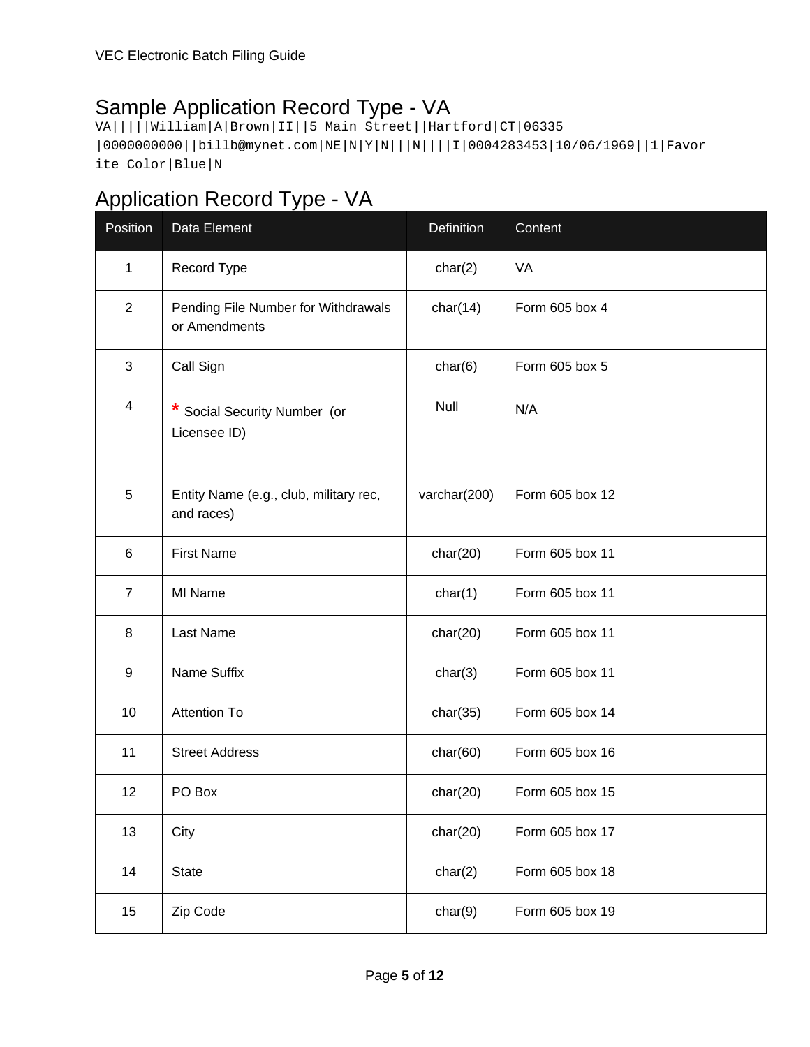## Sample Application Record Type - VA

```
VA|||||William|A|Brown|II||5 Main Street||Hartford|CT|06335
|0000000000||billb@mynet.com|NE|N|Y|N|||N||||I|0004283453|10/06/1969||1|Favor
ite Color|Blue|N
```

## Application Record Type - VA

| Position | Data Element | Definition | Content |
|---|---|---|---|
| 1 | Record Type | char(2) | VA |
| 2 | Pending File Number for Withdrawals or Amendments | char(14) | Form 605 box 4 |
| 3 | Call Sign | char(6) | Form 605 box 5 |
| 4 | * Social Security Number (or Licensee ID) | Null | N/A |
| 5 | Entity Name (e.g., club, military rec, and races) | varchar(200) | Form 605 box 12 |
| 6 | First Name | char(20) | Form 605 box 11 |
| 7 | MI Name | char(1) | Form 605 box 11 |
| 8 | Last Name | char(20) | Form 605 box 11 |
| 9 | Name Suffix | char(3) | Form 605 box 11 |
| 10 | Attention To | char(35) | Form 605 box 14 |
| 11 | Street Address | char(60) | Form 605 box 16 |
| 12 | PO Box | char(20) | Form 605 box 15 |
| 13 | City | char(20) | Form 605 box 17 |
| 14 | State | char(2) | Form 605 box 18 |
| 15 | Zip Code | char(9) | Form 605 box 19 |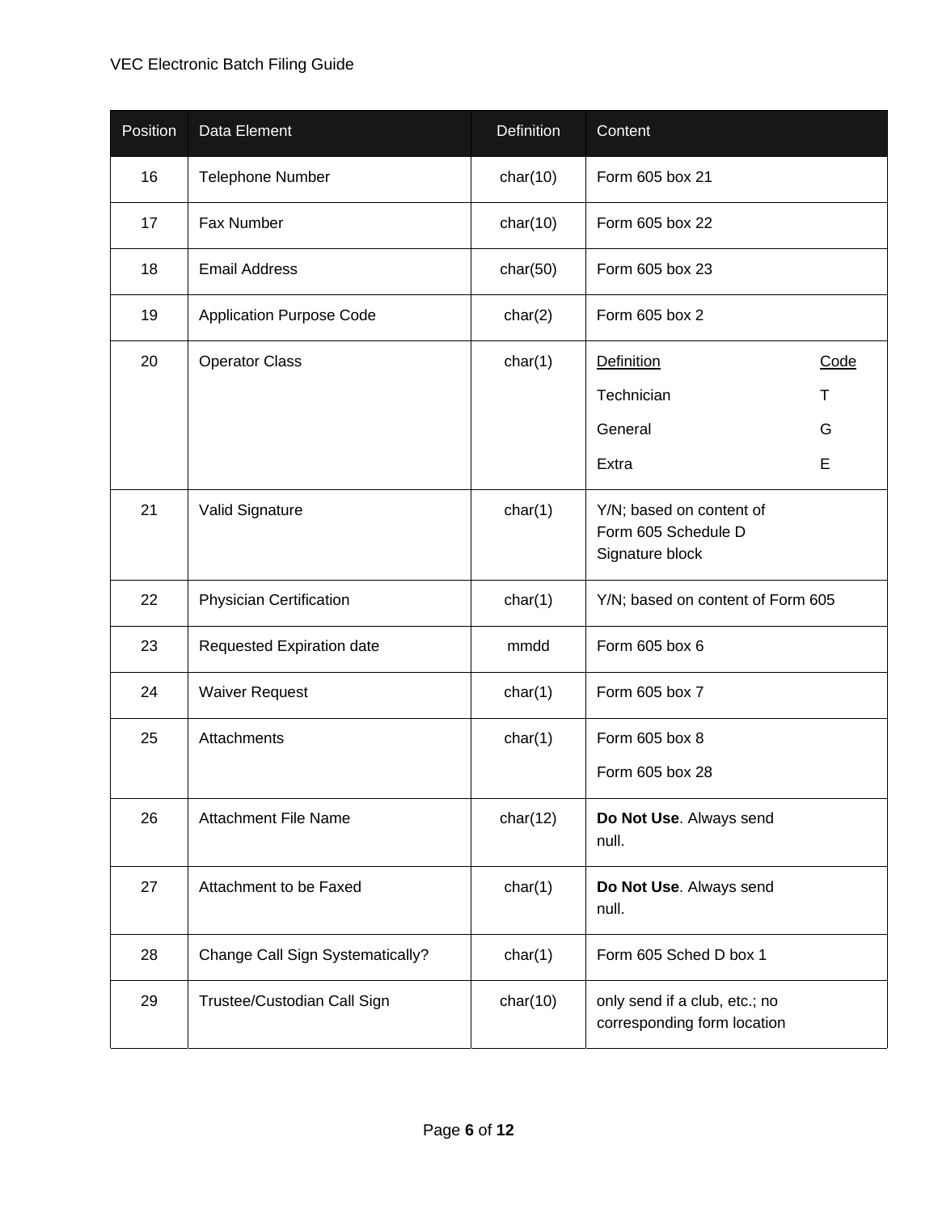| Position | Data Element | Definition | Content |
| --- | --- | --- | --- |
| 16 | Telephone Number | char(10) | Form 605 box 21 |
| 17 | Fax Number | char(10) | Form 605 box 22 |
| 18 | Email Address | char(50) | Form 605 box 23 |
| 19 | Application Purpose Code | char(2) | Form 605 box 2 |
| 20 | Operator Class | char(1) | Definition / Code<br>Technician T<br>General G<br>Extra E |
| 21 | Valid Signature | char(1) | Y/N; based on content of Form 605 Schedule D Signature block |
| 22 | Physician Certification | char(1) | Y/N; based on content of Form 605 |
| 23 | Requested Expiration date | mmdd | Form 605 box 6 |
| 24 | Waiver Request | char(1) | Form 605 box 7 |
| 25 | Attachments | char(1) | Form 605 box 8<br>Form 605 box 28 |
| 26 | Attachment File Name | char(12) | **Do Not Use**. Always send null. |
| 27 | Attachment to be Faxed | char(1) | **Do Not Use**. Always send null. |
| 28 | Change Call Sign Systematically? | char(1) | Form 605 Sched D box 1 |
| 29 | Trustee/Custodian Call Sign | char(10) | only send if a club, etc.; no corresponding form location |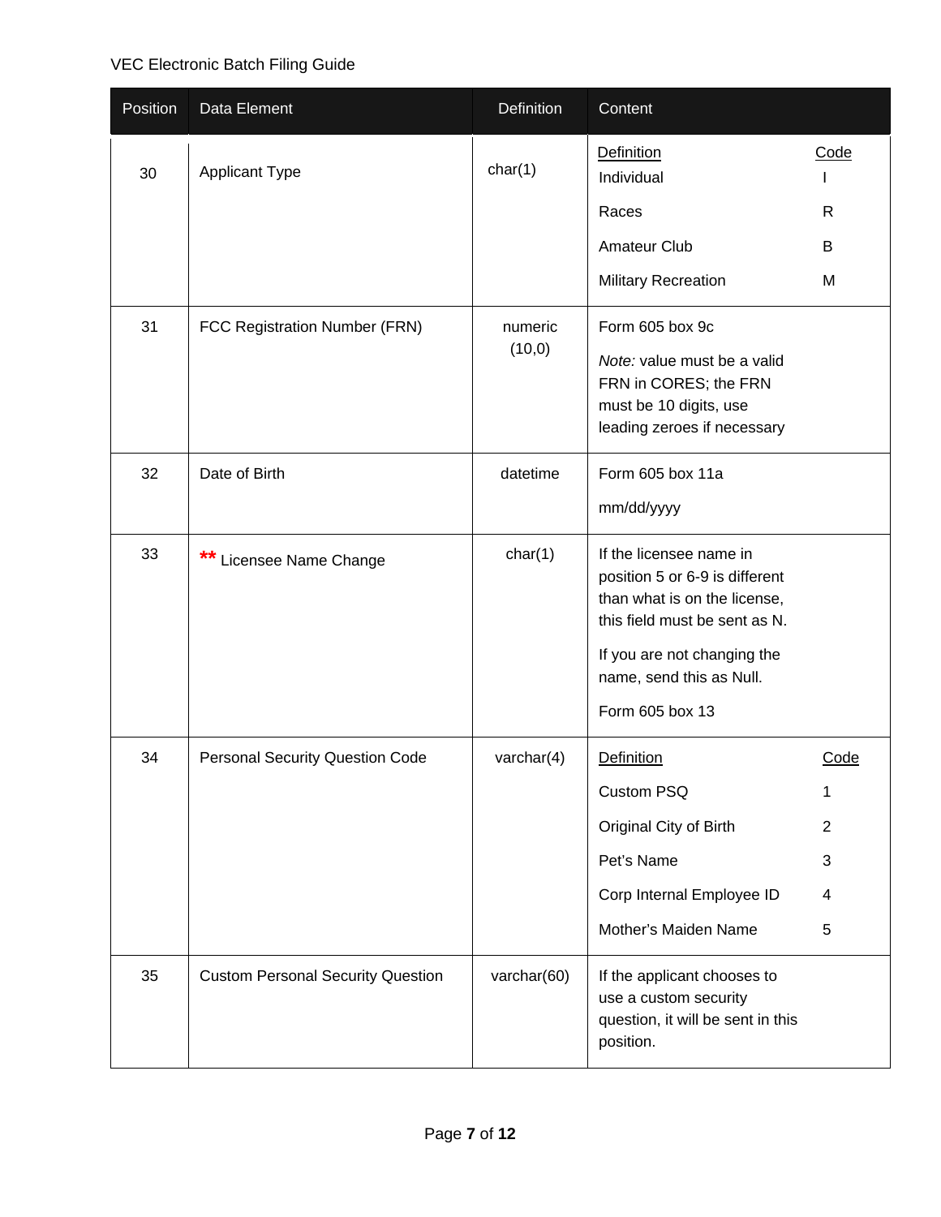| Position | Data Element | Definition | Content |
|---|---|---|---|
| 30 | Applicant Type | char(1) | <u>Definition</u> / <u>Code</u><br>Individual — I<br>Races — R<br>Amateur Club — B<br>Military Recreation — M |
| 31 | FCC Registration Number (FRN) | numeric (10,0) | Form 605 box 9c<br>*Note:* value must be a valid FRN in CORES; the FRN must be 10 digits, use leading zeroes if necessary |
| 32 | Date of Birth | datetime | Form 605 box 11a<br>mm/dd/yyyy |
| 33 | ** Licensee Name Change | char(1) | If the licensee name in position 5 or 6-9 is different than what is on the license, this field must be sent as N.<br>If you are not changing the name, send this as Null.<br>Form 605 box 13 |
| 34 | Personal Security Question Code | varchar(4) | <u>Definition</u> / <u>Code</u><br>Custom PSQ — 1<br>Original City of Birth — 2<br>Pet's Name — 3<br>Corp Internal Employee ID — 4<br>Mother's Maiden Name — 5 |
| 35 | Custom Personal Security Question | varchar(60) | If the applicant chooses to use a custom security question, it will be sent in this position. |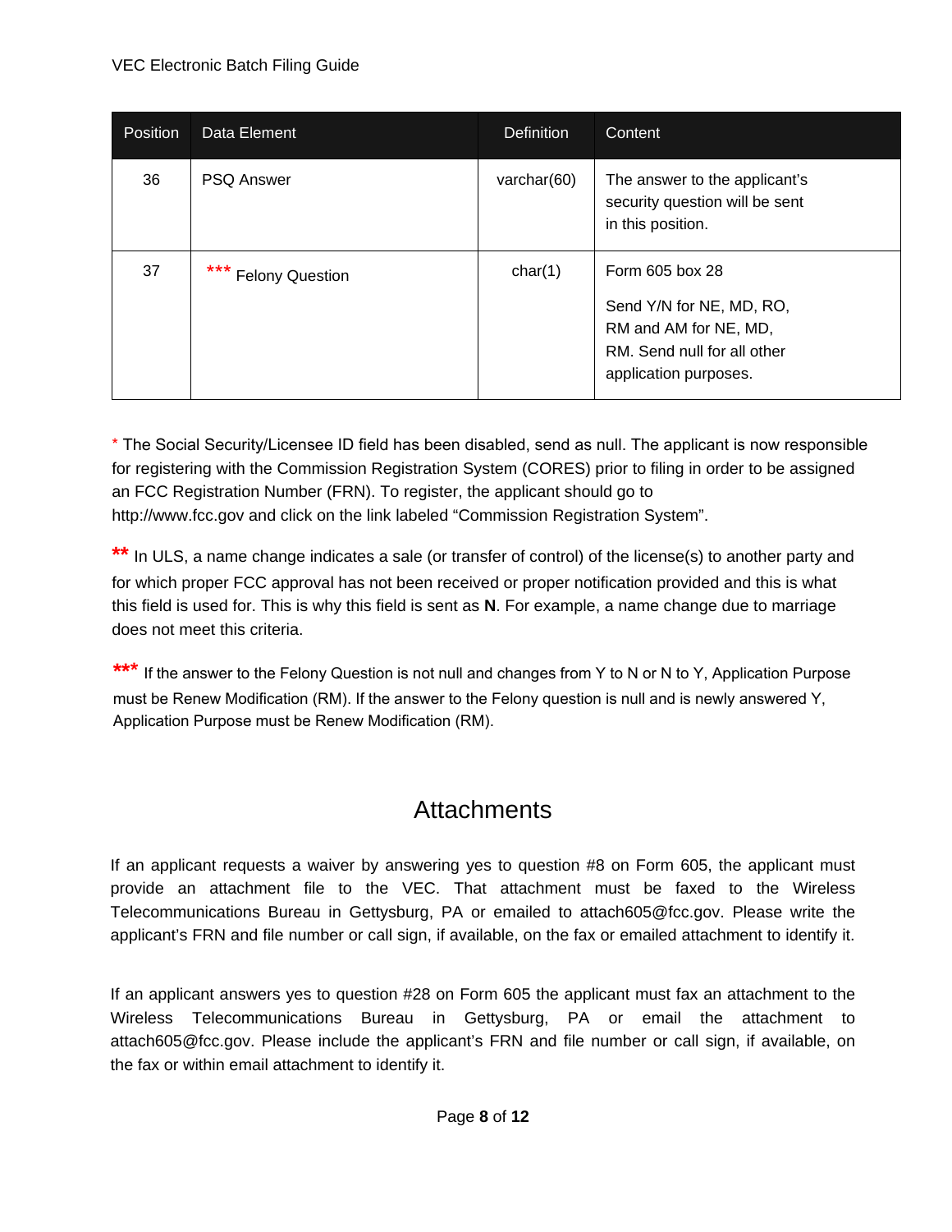| Position | Data Element | Definition | Content |
| --- | --- | --- | --- |
| 36 | PSQ Answer | varchar(60) | The answer to the applicant's security question will be sent in this position. |
| 37 | *** Felony Question | char(1) | Form 605 box 28<br><br>Send Y/N for NE, MD, RO, RM and AM for NE, MD, RM. Send null for all other application purposes. |

* The Social Security/Licensee ID field has been disabled, send as null. The applicant is now responsible for registering with the Commission Registration System (CORES) prior to filing in order to be assigned an FCC Registration Number (FRN). To register, the applicant should go to http://www.fcc.gov and click on the link labeled "Commission Registration System".

** In ULS, a name change indicates a sale (or transfer of control) of the license(s) to another party and for which proper FCC approval has not been received or proper notification provided and this is what this field is used for. This is why this field is sent as **N**. For example, a name change due to marriage does not meet this criteria.

*** If the answer to the Felony Question is not null and changes from Y to N or N to Y, Application Purpose must be Renew Modification (RM). If the answer to the Felony question is null and is newly answered Y, Application Purpose must be Renew Modification (RM).

## Attachments

If an applicant requests a waiver by answering yes to question #8 on Form 605, the applicant must provide an attachment file to the VEC. That attachment must be faxed to the Wireless Telecommunications Bureau in Gettysburg, PA or emailed to attach605@fcc.gov. Please write the applicant's FRN and file number or call sign, if available, on the fax or emailed attachment to identify it.

If an applicant answers yes to question #28 on Form 605 the applicant must fax an attachment to the Wireless Telecommunications Bureau in Gettysburg, PA or email the attachment to attach605@fcc.gov. Please include the applicant's FRN and file number or call sign, if available, on the fax or within email attachment to identify it.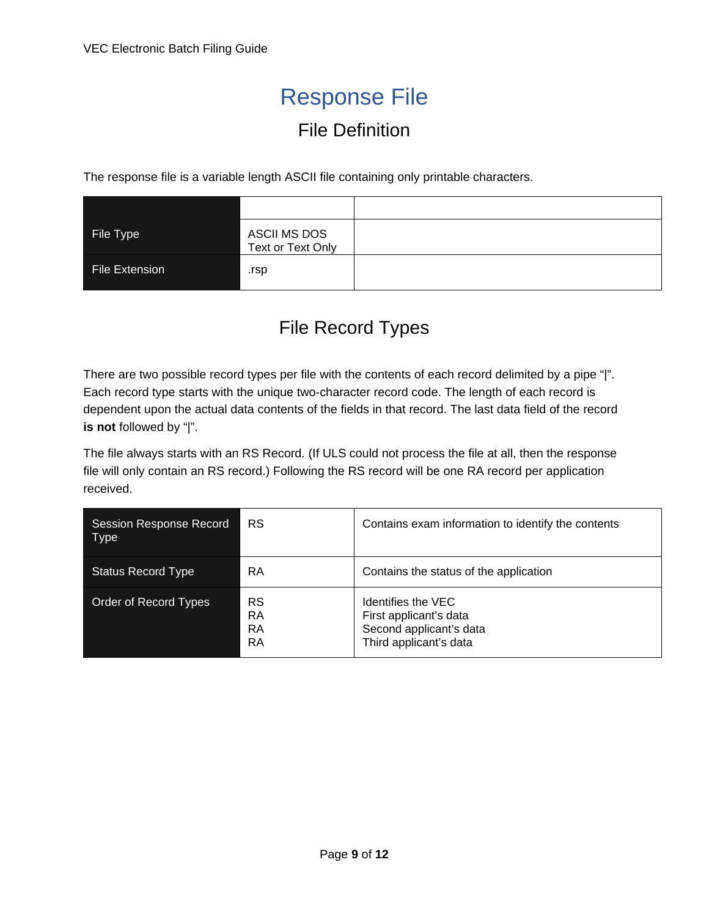# Response File

## File Definition

The response file is a variable length ASCII file containing only printable characters.

| | | |
|---|---|---|
| File Type | ASCII MS DOS<br>Text or Text Only | |
| File Extension | .rsp | |

## File Record Types

There are two possible record types per file with the contents of each record delimited by a pipe "|". Each record type starts with the unique two-character record code. The length of each record is dependent upon the actual data contents of the fields in that record. The last data field of the record **is not** followed by "|".

The file always starts with an RS Record. (If ULS could not process the file at all, then the response file will only contain an RS record.) Following the RS record will be one RA record per application received.

| | | |
|---|---|---|
| Session Response Record Type | RS | Contains exam information to identify the contents |
| Status Record Type | RA | Contains the status of the application |
| Order of Record Types | RS<br>RA<br>RA<br>RA | Identifies the VEC<br>First applicant's data<br>Second applicant's data<br>Third applicant's data |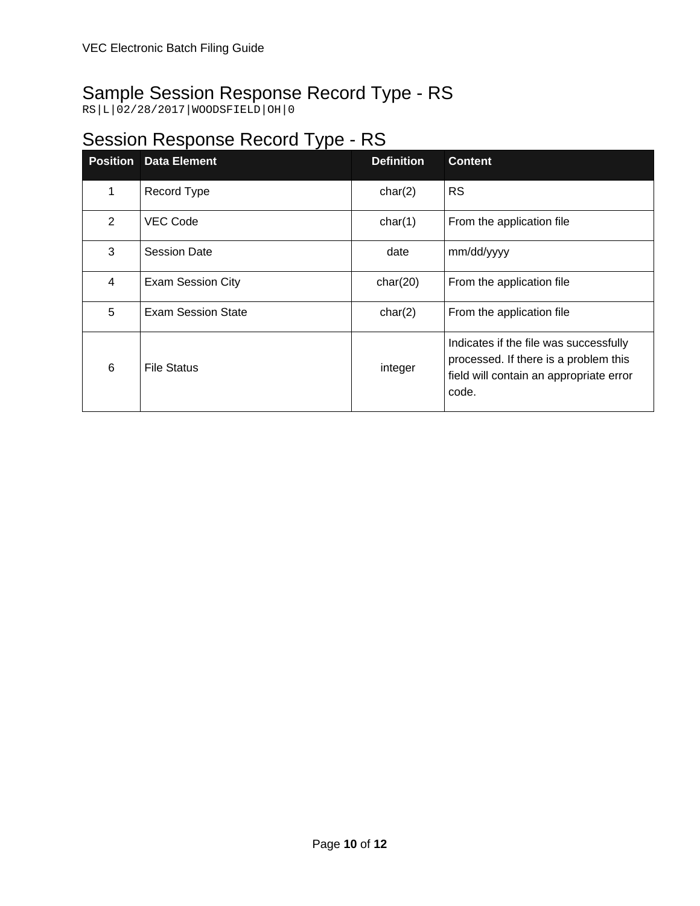## Sample Session Response Record Type - RS

```
RS|L|02/28/2017|WOODSFIELD|OH|0
```

## Session Response Record Type - RS

| Position | Data Element | Definition | Content |
|---|---|---|---|
| 1 | Record Type | char(2) | RS |
| 2 | VEC Code | char(1) | From the application file |
| 3 | Session Date | date | mm/dd/yyyy |
| 4 | Exam Session City | char(20) | From the application file |
| 5 | Exam Session State | char(2) | From the application file |
| 6 | File Status | integer | Indicates if the file was successfully processed. If there is a problem this field will contain an appropriate error code. |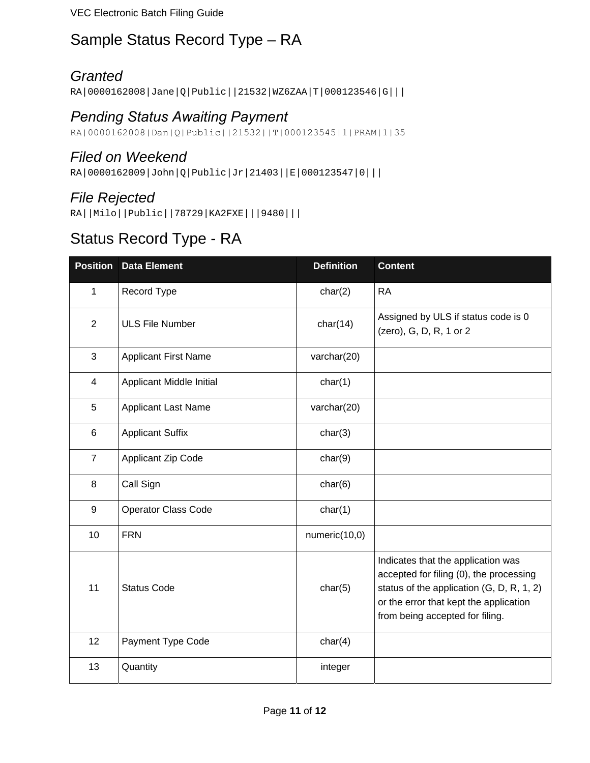## Sample Status Record Type – RA

### *Granted*

```
RA|0000162008|Jane|Q|Public||21532|WZ6ZAA|T|000123546|G|||
```

### *Pending Status Awaiting Payment*

```
RA|0000162008|Dan|Q|Public||21532||T|000123545|1|PRAM|1|35
```

### *Filed on Weekend*

```
RA|0000162009|John|Q|Public|Jr|21403||E|000123547|0|||
```

### *File Rejected*

```
RA||Milo||Public||78729|KA2FXE|||9480|||
```

## Status Record Type - RA

| Position | Data Element | Definition | Content |
|---|---|---|---|
| 1 | Record Type | char(2) | RA |
| 2 | ULS File Number | char(14) | Assigned by ULS if status code is 0 (zero), G, D, R, 1 or 2 |
| 3 | Applicant First Name | varchar(20) | |
| 4 | Applicant Middle Initial | char(1) | |
| 5 | Applicant Last Name | varchar(20) | |
| 6 | Applicant Suffix | char(3) | |
| 7 | Applicant Zip Code | char(9) | |
| 8 | Call Sign | char(6) | |
| 9 | Operator Class Code | char(1) | |
| 10 | FRN | numeric(10,0) | |
| 11 | Status Code | char(5) | Indicates that the application was accepted for filing (0), the processing status of the application (G, D, R, 1, 2) or the error that kept the application from being accepted for filing. |
| 12 | Payment Type Code | char(4) | |
| 13 | Quantity | integer | |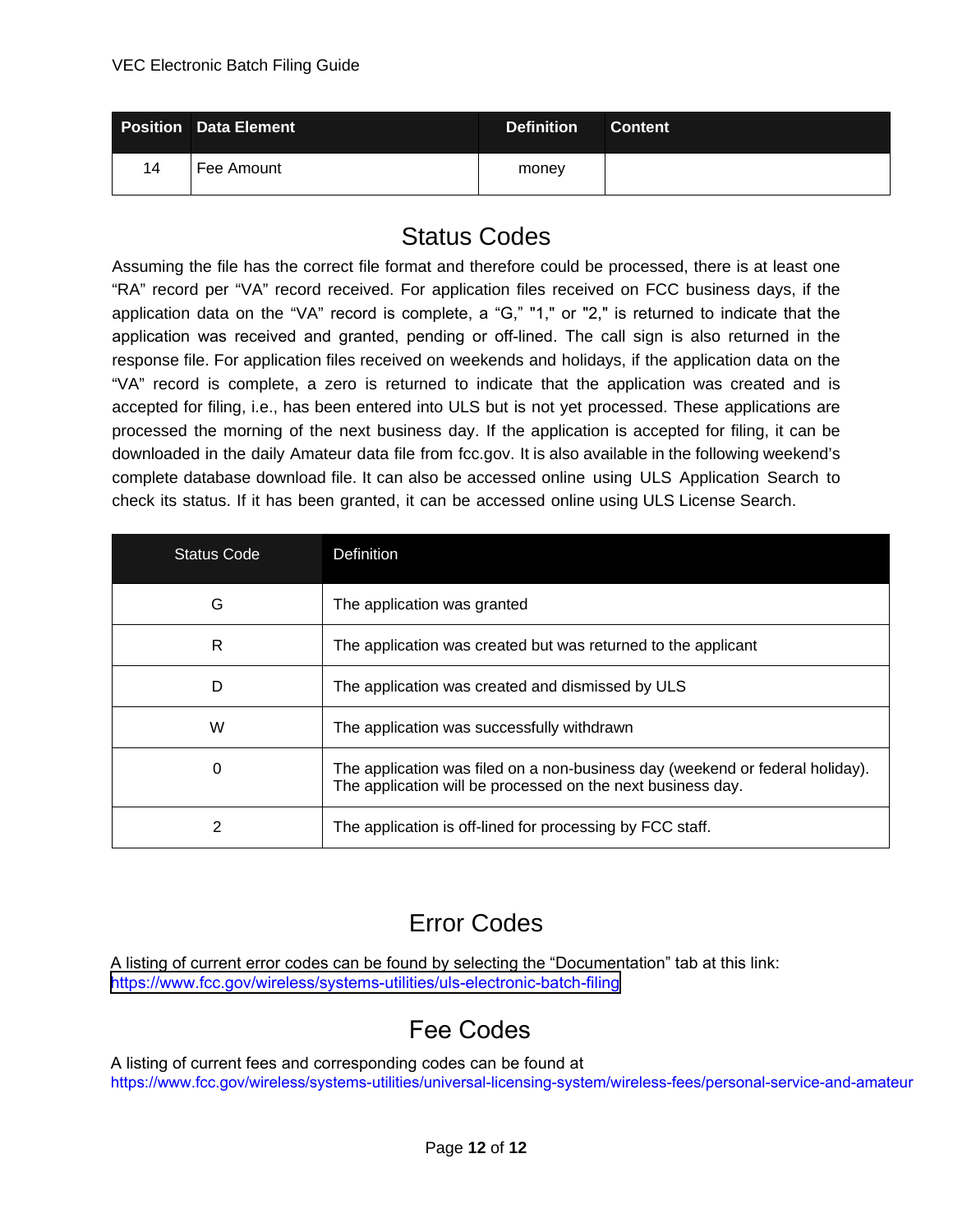| Position | Data Element | Definition | Content |
|---|---|---|---|
| 14 | Fee Amount | money | |

## Status Codes

Assuming the file has the correct file format and therefore could be processed, there is at least one "RA" record per "VA" record received. For application files received on FCC business days, if the application data on the "VA" record is complete, a "G," "1," or "2," is returned to indicate that the application was received and granted, pending or off-lined. The call sign is also returned in the response file. For application files received on weekends and holidays, if the application data on the "VA" record is complete, a zero is returned to indicate that the application was created and is accepted for filing, i.e., has been entered into ULS but is not yet processed. These applications are processed the morning of the next business day. If the application is accepted for filing, it can be downloaded in the daily Amateur data file from fcc.gov. It is also available in the following weekend's complete database download file. It can also be accessed online using ULS Application Search to check its status. If it has been granted, it can be accessed online using ULS License Search.

| Status Code | Definition |
|---|---|
| G | The application was granted |
| R | The application was created but was returned to the applicant |
| D | The application was created and dismissed by ULS |
| W | The application was successfully withdrawn |
| 0 | The application was filed on a non-business day (weekend or federal holiday). The application will be processed on the next business day. |
| 2 | The application is off-lined for processing by FCC staff. |

## Error Codes

A listing of current error codes can be found by selecting the "Documentation" tab at this link: https://www.fcc.gov/wireless/systems-utilities/uls-electronic-batch-filing

## Fee Codes

A listing of current fees and corresponding codes can be found at https://www.fcc.gov/wireless/systems-utilities/universal-licensing-system/wireless-fees/personal-service-and-amateur